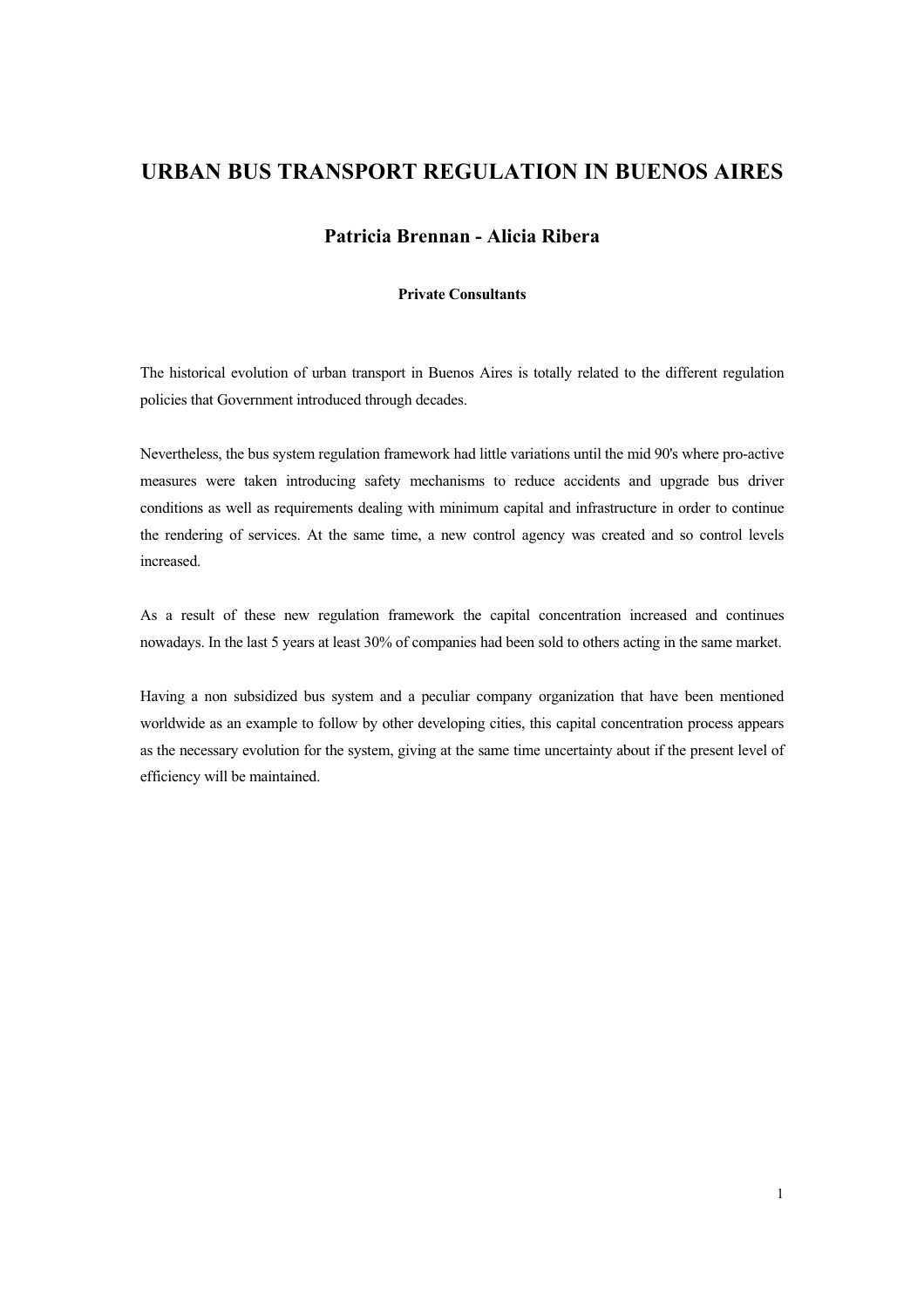# URBAN BUS TRANSPORT REGULATION IN BUENOS AIRES

## Patricia Brennan - Alicia Ribera

**Private Consultants**

The historical evolution of urban transport in Buenos Aires is totally related to the different regulation policies that Government introduced through decades.

Nevertheless, the bus system regulation framework had little variations until the mid 90's where pro-active measures were taken introducing safety mechanisms to reduce accidents and upgrade bus driver conditions as well as requirements dealing with minimum capital and infrastructure in order to continue the rendering of services. At the same time, a new control agency was created and so control levels increased.

As a result of these new regulation framework the capital concentration increased and continues nowadays. In the last 5 years at least 30% of companies had been sold to others acting in the same market.

Having a non subsidized bus system and a peculiar company organization that have been mentioned worldwide as an example to follow by other developing cities, this capital concentration process appears as the necessary evolution for the system, giving at the same time uncertainty about if the present level of efficiency will be maintained.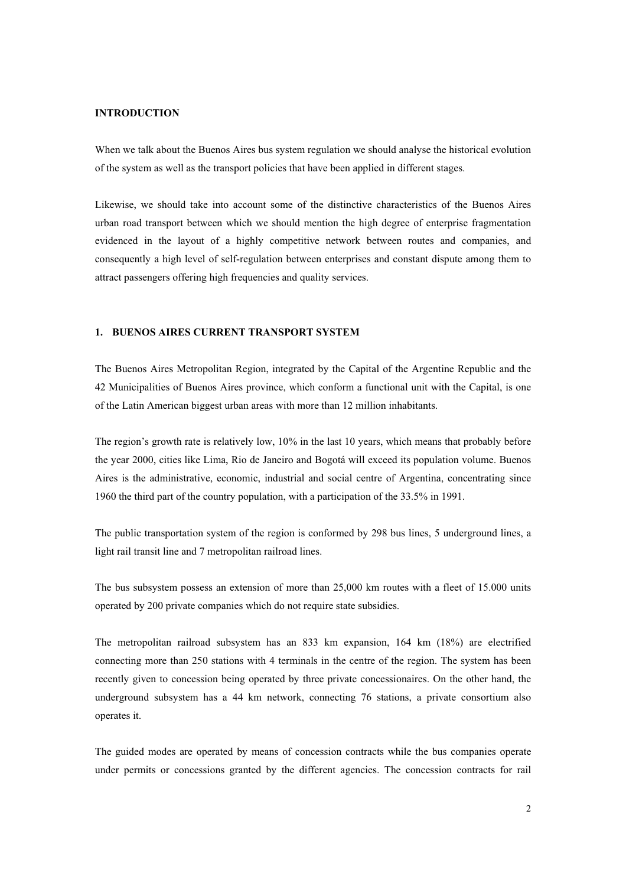## INTRODUCTION

When we talk about the Buenos Aires bus system regulation we should analyse the historical evolution of the system as well as the transport policies that have been applied in different stages.

Likewise, we should take into account some of the distinctive characteristics of the Buenos Aires urban road transport between which we should mention the high degree of enterprise fragmentation evidenced in the layout of a highly competitive network between routes and companies, and consequently a high level of self-regulation between enterprises and constant dispute among them to attract passengers offering high frequencies and quality services.

## 1. BUENOS AIRES CURRENT TRANSPORT SYSTEM

The Buenos Aires Metropolitan Region, integrated by the Capital of the Argentine Republic and the 42 Municipalities of Buenos Aires province, which conform a functional unit with the Capital, is one of the Latin American biggest urban areas with more than 12 million inhabitants.

The region's growth rate is relatively low, 10% in the last 10 years, which means that probably before the year 2000, cities like Lima, Rio de Janeiro and Bogotá will exceed its population volume. Buenos Aires is the administrative, economic, industrial and social centre of Argentina, concentrating since 1960 the third part of the country population, with a participation of the 33.5% in 1991.

The public transportation system of the region is conformed by 298 bus lines, 5 underground lines, a light rail transit line and 7 metropolitan railroad lines.

The bus subsystem possess an extension of more than 25,000 km routes with a fleet of 15.000 units operated by 200 private companies which do not require state subsidies.

The metropolitan railroad subsystem has an 833 km expansion, 164 km (18%) are electrified connecting more than 250 stations with 4 terminals in the centre of the region. The system has been recently given to concession being operated by three private concessionaires. On the other hand, the underground subsystem has a 44 km network, connecting 76 stations, a private consortium also operates it.

The guided modes are operated by means of concession contracts while the bus companies operate under permits or concessions granted by the different agencies. The concession contracts for rail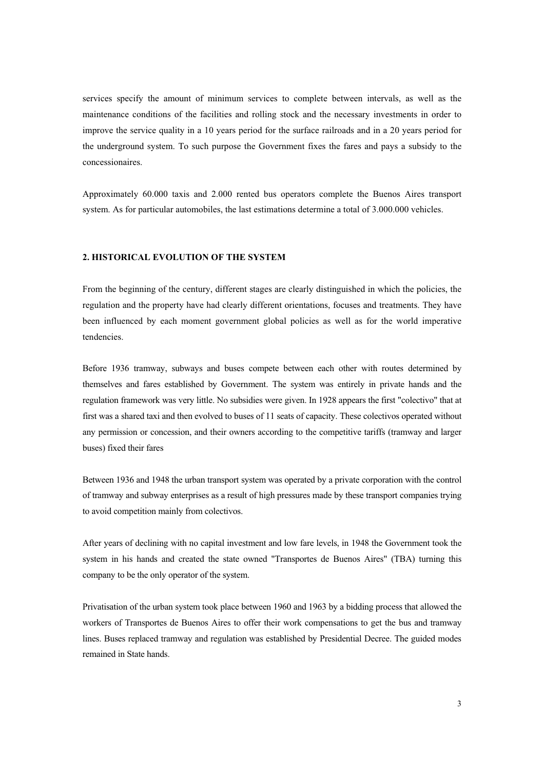services specify the amount of minimum services to complete between intervals, as well as the maintenance conditions of the facilities and rolling stock and the necessary investments in order to improve the service quality in a 10 years period for the surface railroads and in a 20 years period for the underground system. To such purpose the Government fixes the fares and pays a subsidy to the concessionaires.

Approximately 60.000 taxis and 2.000 rented bus operators complete the Buenos Aires transport system. As for particular automobiles, the last estimations determine a total of 3.000.000 vehicles.

## 2. HISTORICAL EVOLUTION OF THE SYSTEM

From the beginning of the century, different stages are clearly distinguished in which the policies, the regulation and the property have had clearly different orientations, focuses and treatments. They have been influenced by each moment government global policies as well as for the world imperative tendencies.

Before 1936 tramway, subways and buses compete between each other with routes determined by themselves and fares established by Government. The system was entirely in private hands and the regulation framework was very little. No subsidies were given. In 1928 appears the first "colectivo" that at first was a shared taxi and then evolved to buses of 11 seats of capacity. These colectivos operated without any permission or concession, and their owners according to the competitive tariffs (tramway and larger buses) fixed their fares

Between 1936 and 1948 the urban transport system was operated by a private corporation with the control of tramway and subway enterprises as a result of high pressures made by these transport companies trying to avoid competition mainly from colectivos.

After years of declining with no capital investment and low fare levels, in 1948 the Government took the system in his hands and created the state owned "Transportes de Buenos Aires" (TBA) turning this company to be the only operator of the system.

Privatisation of the urban system took place between 1960 and 1963 by a bidding process that allowed the workers of Transportes de Buenos Aires to offer their work compensations to get the bus and tramway lines. Buses replaced tramway and regulation was established by Presidential Decree. The guided modes remained in State hands.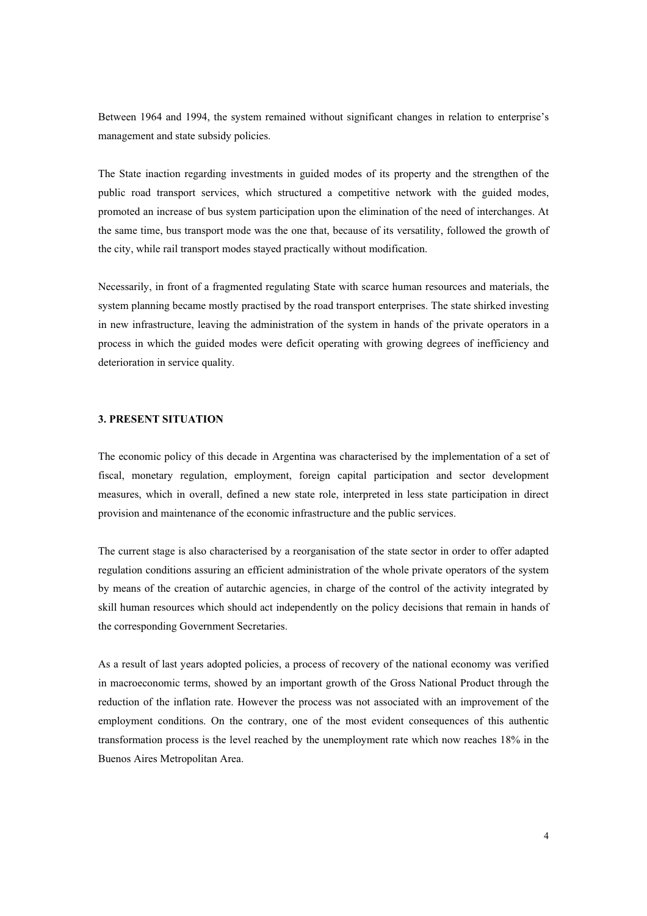Between 1964 and 1994, the system remained without significant changes in relation to enterprise's management and state subsidy policies.

The State inaction regarding investments in guided modes of its property and the strengthen of the public road transport services, which structured a competitive network with the guided modes, promoted an increase of bus system participation upon the elimination of the need of interchanges. At the same time, bus transport mode was the one that, because of its versatility, followed the growth of the city, while rail transport modes stayed practically without modification.

Necessarily, in front of a fragmented regulating State with scarce human resources and materials, the system planning became mostly practised by the road transport enterprises. The state shirked investing in new infrastructure, leaving the administration of the system in hands of the private operators in a process in which the guided modes were deficit operating with growing degrees of inefficiency and deterioration in service quality.

## 3. PRESENT SITUATION

The economic policy of this decade in Argentina was characterised by the implementation of a set of fiscal, monetary regulation, employment, foreign capital participation and sector development measures, which in overall, defined a new state role, interpreted in less state participation in direct provision and maintenance of the economic infrastructure and the public services.

The current stage is also characterised by a reorganisation of the state sector in order to offer adapted regulation conditions assuring an efficient administration of the whole private operators of the system by means of the creation of autarchic agencies, in charge of the control of the activity integrated by skill human resources which should act independently on the policy decisions that remain in hands of the corresponding Government Secretaries.

As a result of last years adopted policies, a process of recovery of the national economy was verified in macroeconomic terms, showed by an important growth of the Gross National Product through the reduction of the inflation rate. However the process was not associated with an improvement of the employment conditions. On the contrary, one of the most evident consequences of this authentic transformation process is the level reached by the unemployment rate which now reaches 18% in the Buenos Aires Metropolitan Area.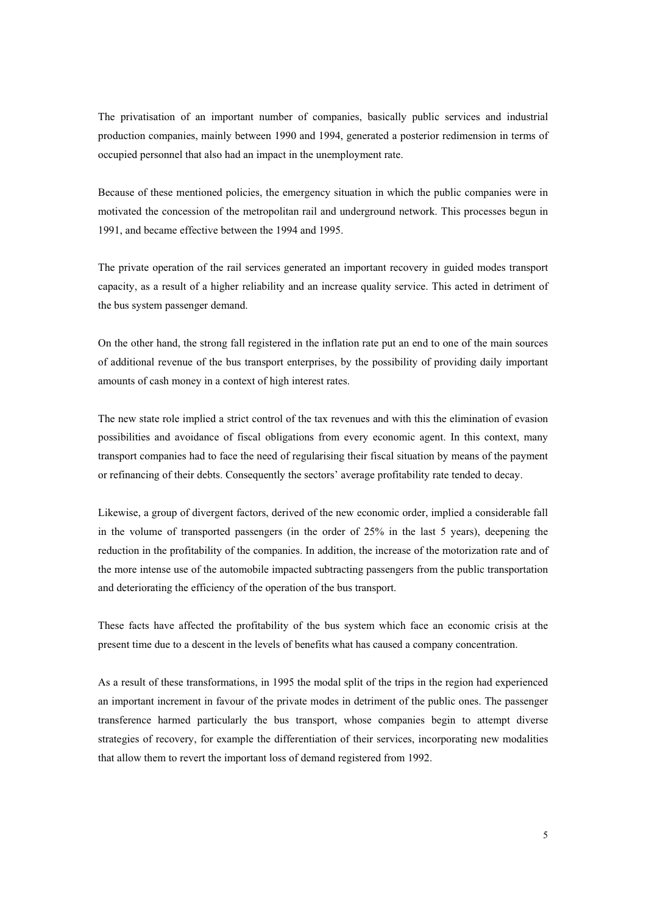The privatisation of an important number of companies, basically public services and industrial production companies, mainly between 1990 and 1994, generated a posterior redimension in terms of occupied personnel that also had an impact in the unemployment rate.

Because of these mentioned policies, the emergency situation in which the public companies were in motivated the concession of the metropolitan rail and underground network. This processes begun in 1991, and became effective between the 1994 and 1995.

The private operation of the rail services generated an important recovery in guided modes transport capacity, as a result of a higher reliability and an increase quality service. This acted in detriment of the bus system passenger demand.

On the other hand, the strong fall registered in the inflation rate put an end to one of the main sources of additional revenue of the bus transport enterprises, by the possibility of providing daily important amounts of cash money in a context of high interest rates.

The new state role implied a strict control of the tax revenues and with this the elimination of evasion possibilities and avoidance of fiscal obligations from every economic agent. In this context, many transport companies had to face the need of regularising their fiscal situation by means of the payment or refinancing of their debts. Consequently the sectors' average profitability rate tended to decay.

Likewise, a group of divergent factors, derived of the new economic order, implied a considerable fall in the volume of transported passengers (in the order of 25% in the last 5 years), deepening the reduction in the profitability of the companies. In addition, the increase of the motorization rate and of the more intense use of the automobile impacted subtracting passengers from the public transportation and deteriorating the efficiency of the operation of the bus transport.

These facts have affected the profitability of the bus system which face an economic crisis at the present time due to a descent in the levels of benefits what has caused a company concentration.

As a result of these transformations, in 1995 the modal split of the trips in the region had experienced an important increment in favour of the private modes in detriment of the public ones. The passenger transference harmed particularly the bus transport, whose companies begin to attempt diverse strategies of recovery, for example the differentiation of their services, incorporating new modalities that allow them to revert the important loss of demand registered from 1992.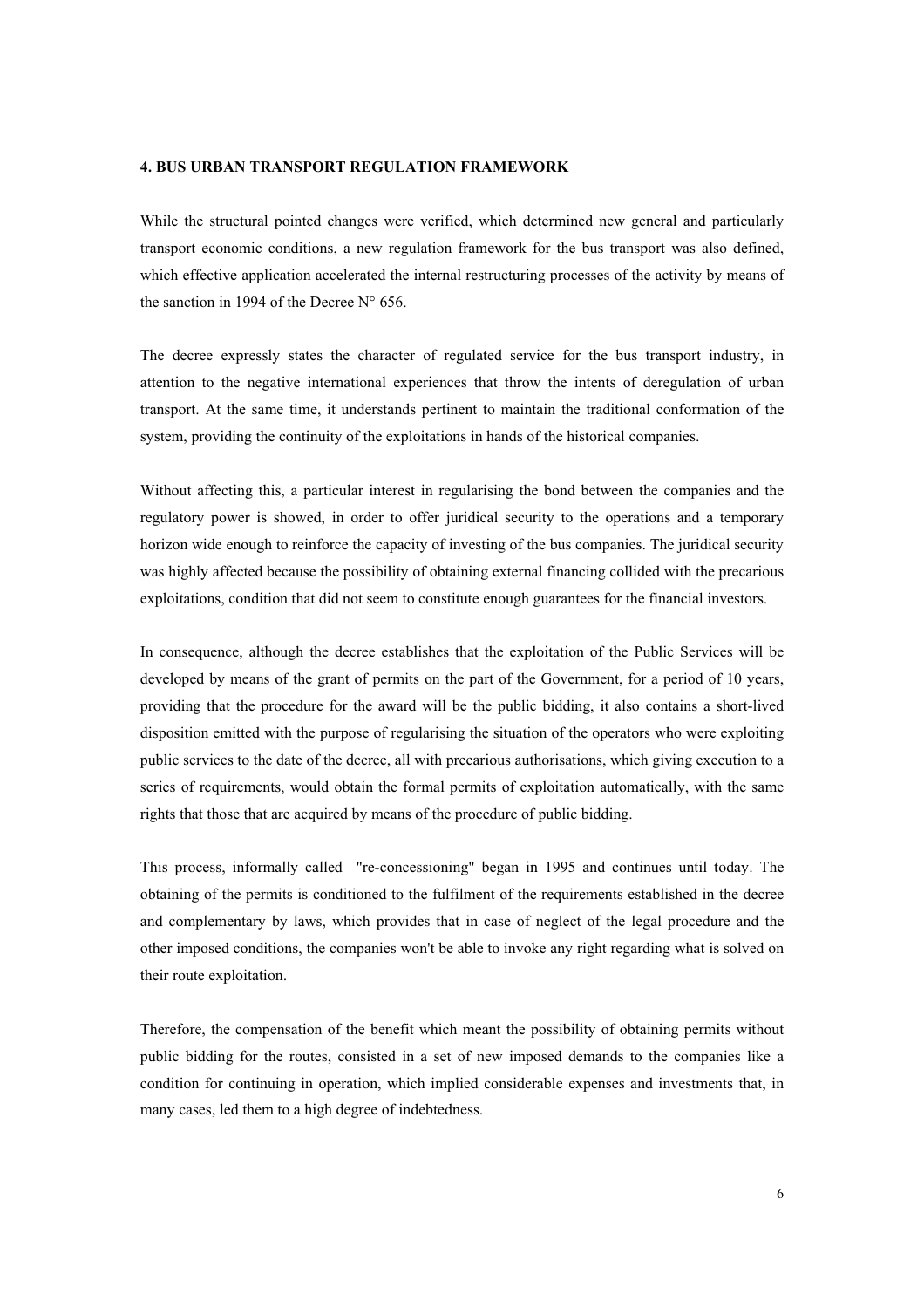## 4. BUS URBAN TRANSPORT REGULATION FRAMEWORK

While the structural pointed changes were verified, which determined new general and particularly transport economic conditions, a new regulation framework for the bus transport was also defined, which effective application accelerated the internal restructuring processes of the activity by means of the sanction in 1994 of the Decree N° 656.

The decree expressly states the character of regulated service for the bus transport industry, in attention to the negative international experiences that throw the intents of deregulation of urban transport. At the same time, it understands pertinent to maintain the traditional conformation of the system, providing the continuity of the exploitations in hands of the historical companies.

Without affecting this, a particular interest in regularising the bond between the companies and the regulatory power is showed, in order to offer juridical security to the operations and a temporary horizon wide enough to reinforce the capacity of investing of the bus companies. The juridical security was highly affected because the possibility of obtaining external financing collided with the precarious exploitations, condition that did not seem to constitute enough guarantees for the financial investors.

In consequence, although the decree establishes that the exploitation of the Public Services will be developed by means of the grant of permits on the part of the Government, for a period of 10 years, providing that the procedure for the award will be the public bidding, it also contains a short-lived disposition emitted with the purpose of regularising the situation of the operators who were exploiting public services to the date of the decree, all with precarious authorisations, which giving execution to a series of requirements, would obtain the formal permits of exploitation automatically, with the same rights that those that are acquired by means of the procedure of public bidding.

This process, informally called "re-concessioning" began in 1995 and continues until today. The obtaining of the permits is conditioned to the fulfilment of the requirements established in the decree and complementary by laws, which provides that in case of neglect of the legal procedure and the other imposed conditions, the companies won't be able to invoke any right regarding what is solved on their route exploitation.

Therefore, the compensation of the benefit which meant the possibility of obtaining permits without public bidding for the routes, consisted in a set of new imposed demands to the companies like a condition for continuing in operation, which implied considerable expenses and investments that, in many cases, led them to a high degree of indebtedness.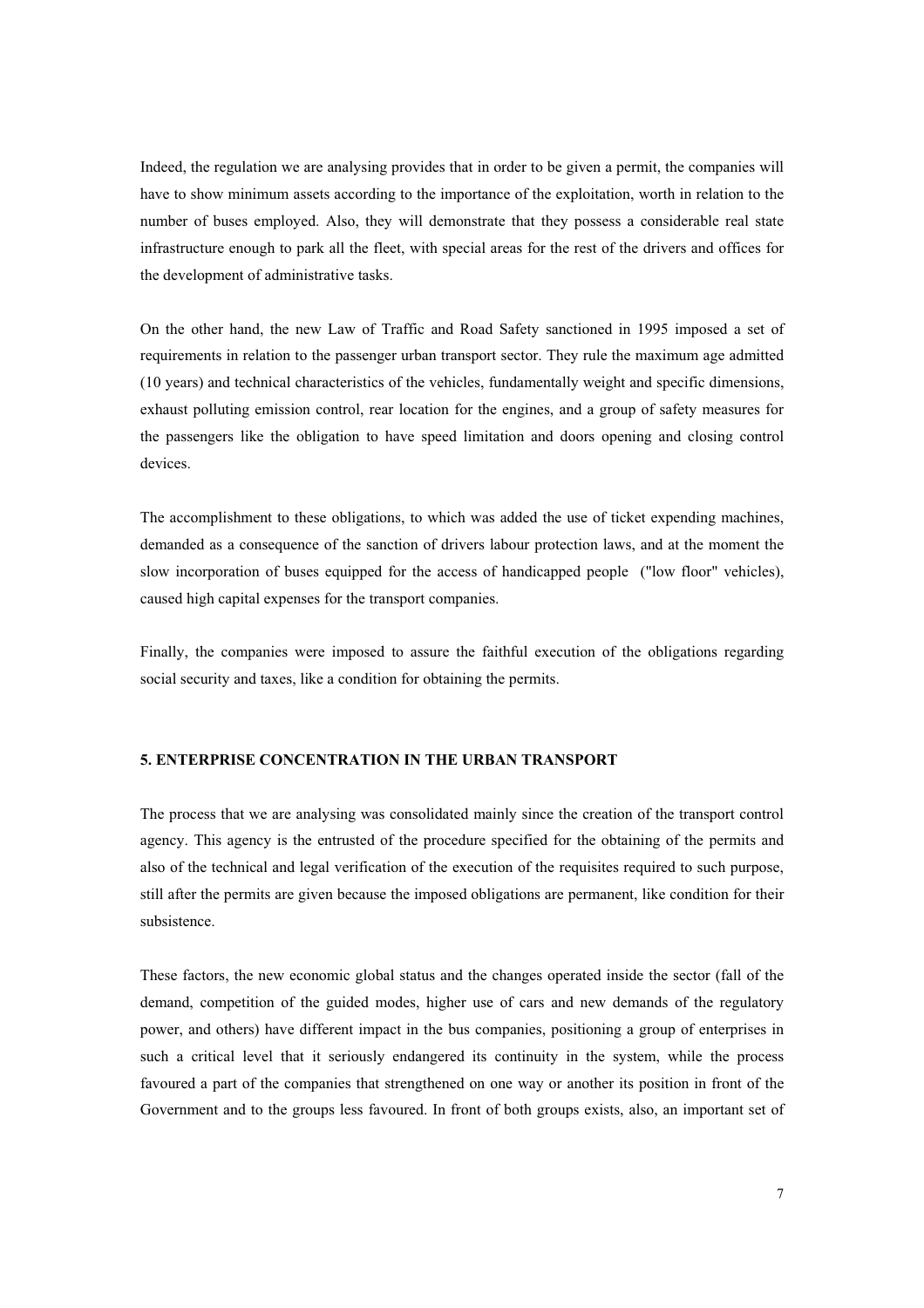Indeed, the regulation we are analysing provides that in order to be given a permit, the companies will have to show minimum assets according to the importance of the exploitation, worth in relation to the number of buses employed. Also, they will demonstrate that they possess a considerable real state infrastructure enough to park all the fleet, with special areas for the rest of the drivers and offices for the development of administrative tasks.

On the other hand, the new Law of Traffic and Road Safety sanctioned in 1995 imposed a set of requirements in relation to the passenger urban transport sector. They rule the maximum age admitted (10 years) and technical characteristics of the vehicles, fundamentally weight and specific dimensions, exhaust polluting emission control, rear location for the engines, and a group of safety measures for the passengers like the obligation to have speed limitation and doors opening and closing control devices.

The accomplishment to these obligations, to which was added the use of ticket expending machines, demanded as a consequence of the sanction of drivers labour protection laws, and at the moment the slow incorporation of buses equipped for the access of handicapped people ("low floor" vehicles), caused high capital expenses for the transport companies.

Finally, the companies were imposed to assure the faithful execution of the obligations regarding social security and taxes, like a condition for obtaining the permits.

## 5. ENTERPRISE CONCENTRATION IN THE URBAN TRANSPORT

The process that we are analysing was consolidated mainly since the creation of the transport control agency. This agency is the entrusted of the procedure specified for the obtaining of the permits and also of the technical and legal verification of the execution of the requisites required to such purpose, still after the permits are given because the imposed obligations are permanent, like condition for their subsistence.

These factors, the new economic global status and the changes operated inside the sector (fall of the demand, competition of the guided modes, higher use of cars and new demands of the regulatory power, and others) have different impact in the bus companies, positioning a group of enterprises in such a critical level that it seriously endangered its continuity in the system, while the process favoured a part of the companies that strengthened on one way or another its position in front of the Government and to the groups less favoured. In front of both groups exists, also, an important set of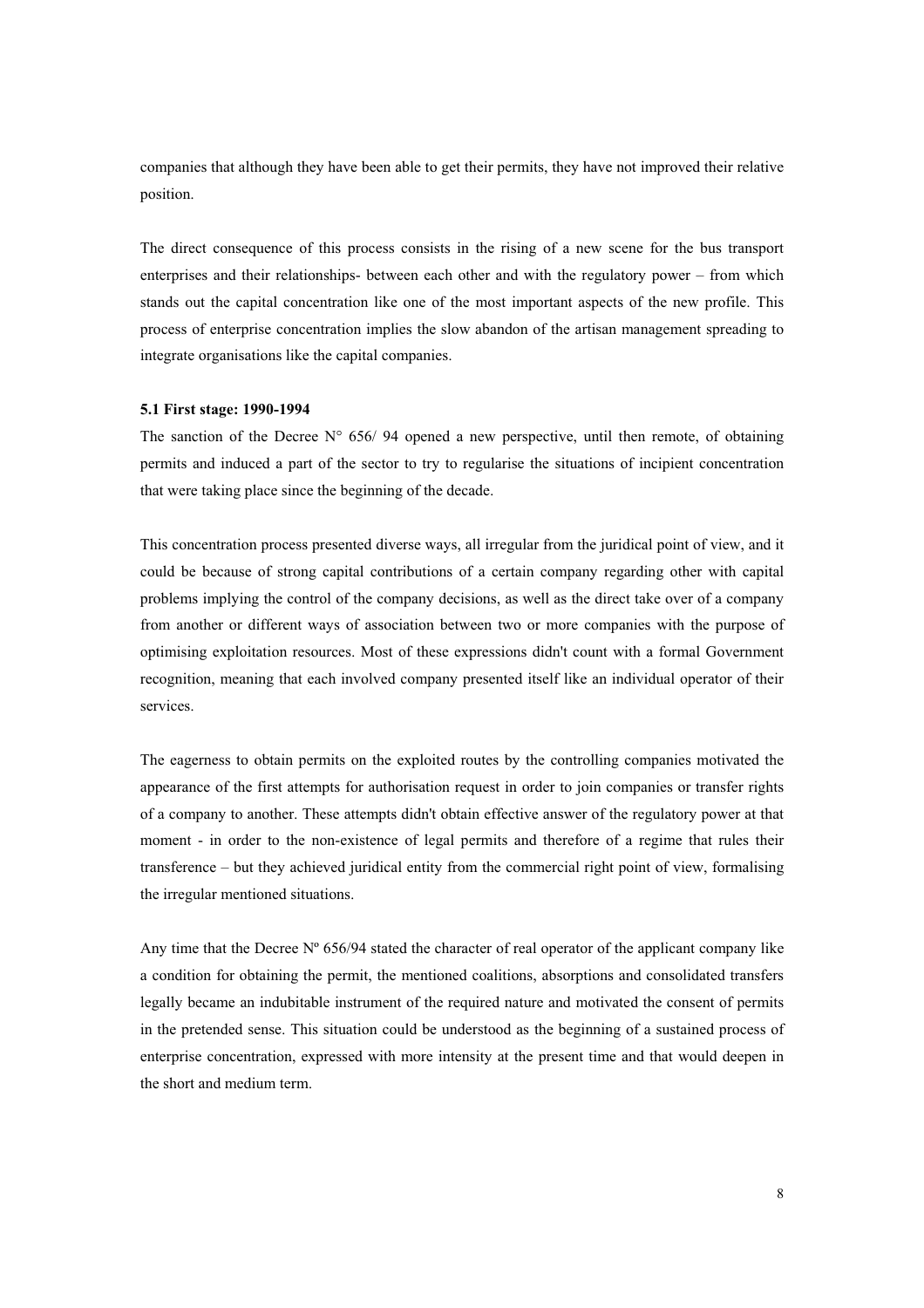companies that although they have been able to get their permits, they have not improved their relative position.

The direct consequence of this process consists in the rising of a new scene for the bus transport enterprises and their relationships- between each other and with the regulatory power – from which stands out the capital concentration like one of the most important aspects of the new profile. This process of enterprise concentration implies the slow abandon of the artisan management spreading to integrate organisations like the capital companies.

**5.1 First stage: 1990-1994**

The sanction of the Decree N° 656/ 94 opened a new perspective, until then remote, of obtaining permits and induced a part of the sector to try to regularise the situations of incipient concentration that were taking place since the beginning of the decade.

This concentration process presented diverse ways, all irregular from the juridical point of view, and it could be because of strong capital contributions of a certain company regarding other with capital problems implying the control of the company decisions, as well as the direct take over of a company from another or different ways of association between two or more companies with the purpose of optimising exploitation resources. Most of these expressions didn't count with a formal Government recognition, meaning that each involved company presented itself like an individual operator of their services.

The eagerness to obtain permits on the exploited routes by the controlling companies motivated the appearance of the first attempts for authorisation request in order to join companies or transfer rights of a company to another. These attempts didn't obtain effective answer of the regulatory power at that moment - in order to the non-existence of legal permits and therefore of a regime that rules their transference – but they achieved juridical entity from the commercial right point of view, formalising the irregular mentioned situations.

Any time that the Decree Nº 656/94 stated the character of real operator of the applicant company like a condition for obtaining the permit, the mentioned coalitions, absorptions and consolidated transfers legally became an indubitable instrument of the required nature and motivated the consent of permits in the pretended sense. This situation could be understood as the beginning of a sustained process of enterprise concentration, expressed with more intensity at the present time and that would deepen in the short and medium term.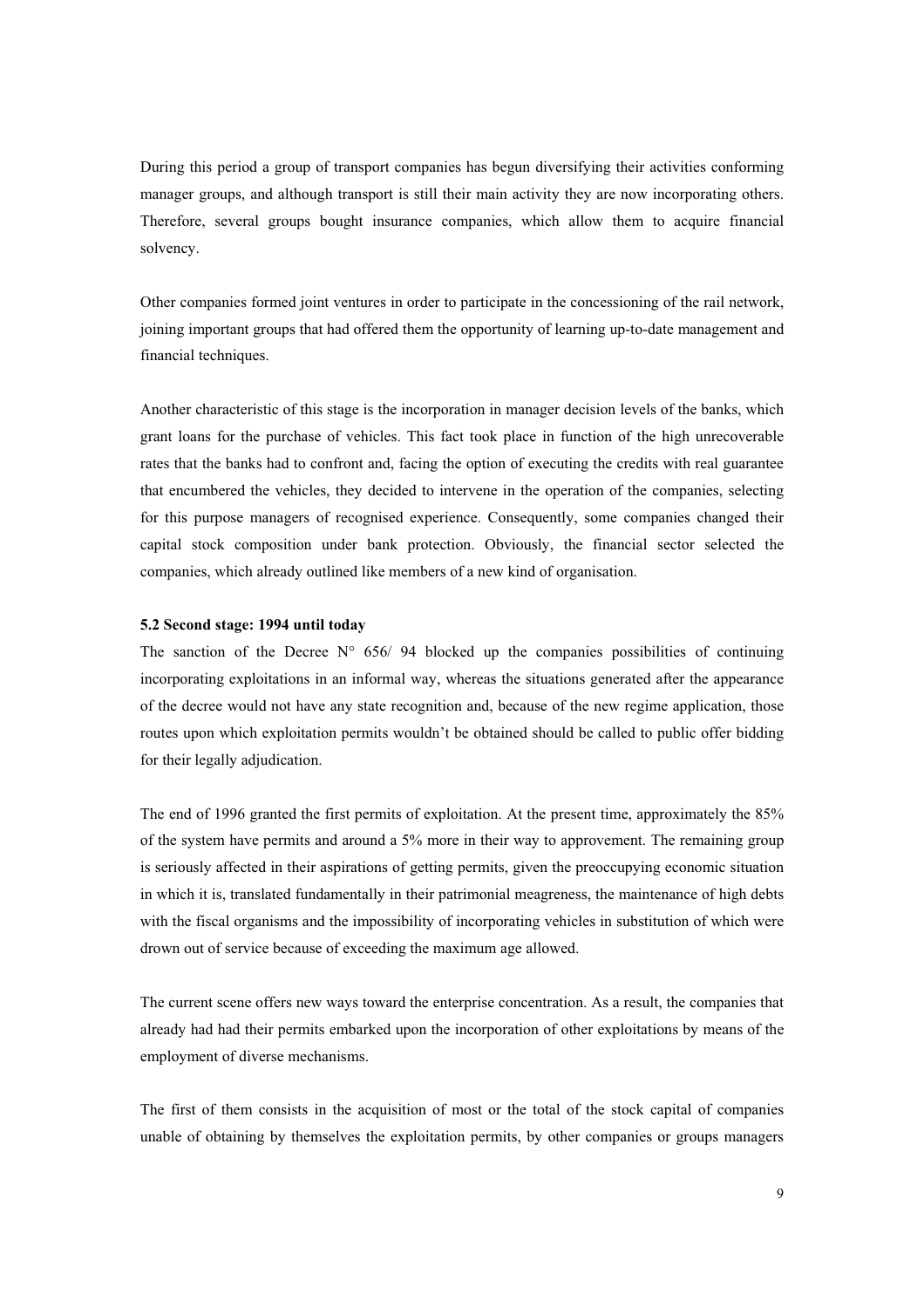During this period a group of transport companies has begun diversifying their activities conforming manager groups, and although transport is still their main activity they are now incorporating others. Therefore, several groups bought insurance companies, which allow them to acquire financial solvency.

Other companies formed joint ventures in order to participate in the concessioning of the rail network, joining important groups that had offered them the opportunity of learning up-to-date management and financial techniques.

Another characteristic of this stage is the incorporation in manager decision levels of the banks, which grant loans for the purchase of vehicles. This fact took place in function of the high unrecoverable rates that the banks had to confront and, facing the option of executing the credits with real guarantee that encumbered the vehicles, they decided to intervene in the operation of the companies, selecting for this purpose managers of recognised experience. Consequently, some companies changed their capital stock composition under bank protection. Obviously, the financial sector selected the companies, which already outlined like members of a new kind of organisation.

### 5.2 Second stage: 1994 until today

The sanction of the Decree N° 656/ 94 blocked up the companies possibilities of continuing incorporating exploitations in an informal way, whereas the situations generated after the appearance of the decree would not have any state recognition and, because of the new regime application, those routes upon which exploitation permits wouldn't be obtained should be called to public offer bidding for their legally adjudication.

The end of 1996 granted the first permits of exploitation. At the present time, approximately the 85% of the system have permits and around a 5% more in their way to approvement. The remaining group is seriously affected in their aspirations of getting permits, given the preoccupying economic situation in which it is, translated fundamentally in their patrimonial meagreness, the maintenance of high debts with the fiscal organisms and the impossibility of incorporating vehicles in substitution of which were drown out of service because of exceeding the maximum age allowed.

The current scene offers new ways toward the enterprise concentration. As a result, the companies that already had had their permits embarked upon the incorporation of other exploitations by means of the employment of diverse mechanisms.

The first of them consists in the acquisition of most or the total of the stock capital of companies unable of obtaining by themselves the exploitation permits, by other companies or groups managers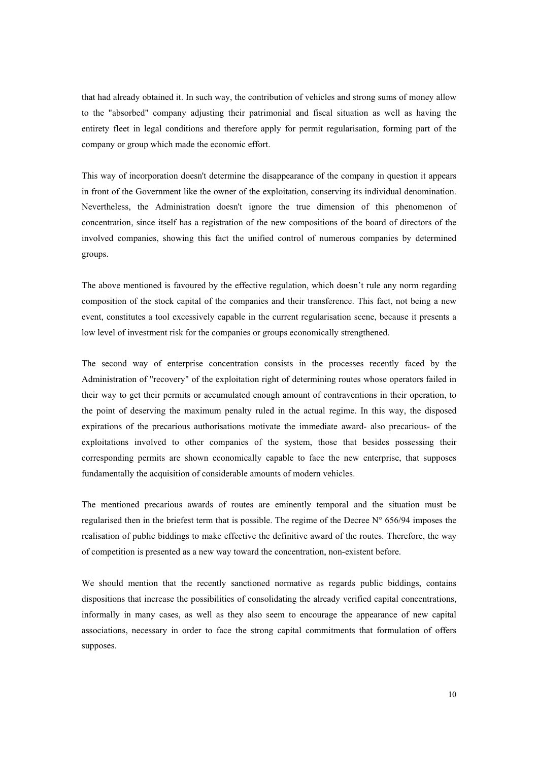that had already obtained it. In such way, the contribution of vehicles and strong sums of money allow to the "absorbed" company adjusting their patrimonial and fiscal situation as well as having the entirety fleet in legal conditions and therefore apply for permit regularisation, forming part of the company or group which made the economic effort.

This way of incorporation doesn't determine the disappearance of the company in question it appears in front of the Government like the owner of the exploitation, conserving its individual denomination. Nevertheless, the Administration doesn't ignore the true dimension of this phenomenon of concentration, since itself has a registration of the new compositions of the board of directors of the involved companies, showing this fact the unified control of numerous companies by determined groups.

The above mentioned is favoured by the effective regulation, which doesn't rule any norm regarding composition of the stock capital of the companies and their transference. This fact, not being a new event, constitutes a tool excessively capable in the current regularisation scene, because it presents a low level of investment risk for the companies or groups economically strengthened.

The second way of enterprise concentration consists in the processes recently faced by the Administration of "recovery" of the exploitation right of determining routes whose operators failed in their way to get their permits or accumulated enough amount of contraventions in their operation, to the point of deserving the maximum penalty ruled in the actual regime. In this way, the disposed expirations of the precarious authorisations motivate the immediate award- also precarious- of the exploitations involved to other companies of the system, those that besides possessing their corresponding permits are shown economically capable to face the new enterprise, that supposes fundamentally the acquisition of considerable amounts of modern vehicles.

The mentioned precarious awards of routes are eminently temporal and the situation must be regularised then in the briefest term that is possible. The regime of the Decree N° 656/94 imposes the realisation of public biddings to make effective the definitive award of the routes. Therefore, the way of competition is presented as a new way toward the concentration, non-existent before.

We should mention that the recently sanctioned normative as regards public biddings, contains dispositions that increase the possibilities of consolidating the already verified capital concentrations, informally in many cases, as well as they also seem to encourage the appearance of new capital associations, necessary in order to face the strong capital commitments that formulation of offers supposes.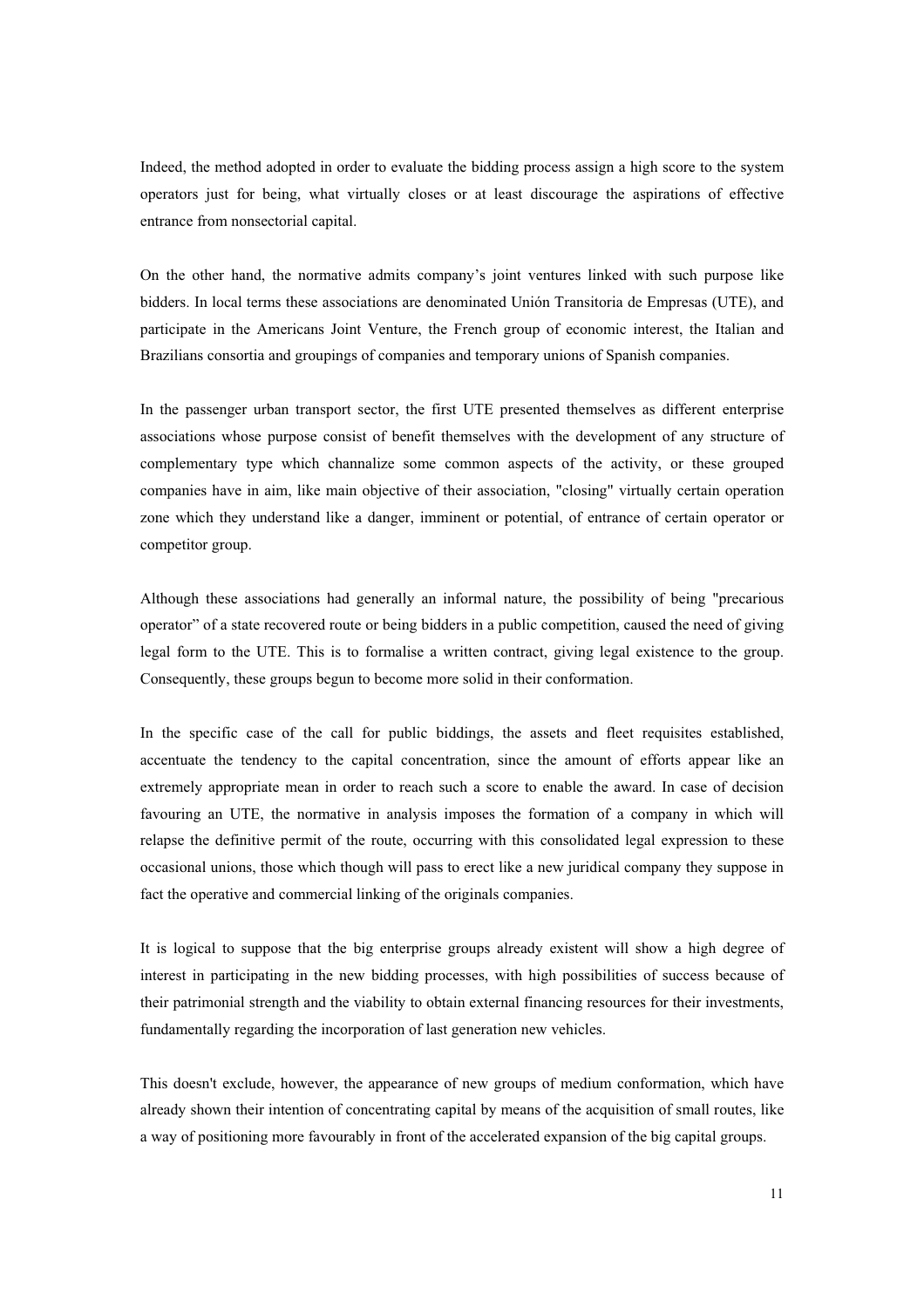Indeed, the method adopted in order to evaluate the bidding process assign a high score to the system operators just for being, what virtually closes or at least discourage the aspirations of effective entrance from nonsectorial capital.

On the other hand, the normative admits company's joint ventures linked with such purpose like bidders. In local terms these associations are denominated Unión Transitoria de Empresas (UTE), and participate in the Americans Joint Venture, the French group of economic interest, the Italian and Brazilians consortia and groupings of companies and temporary unions of Spanish companies.

In the passenger urban transport sector, the first UTE presented themselves as different enterprise associations whose purpose consist of benefit themselves with the development of any structure of complementary type which channalize some common aspects of the activity, or these grouped companies have in aim, like main objective of their association, "closing" virtually certain operation zone which they understand like a danger, imminent or potential, of entrance of certain operator or competitor group.

Although these associations had generally an informal nature, the possibility of being "precarious operator" of a state recovered route or being bidders in a public competition, caused the need of giving legal form to the UTE. This is to formalise a written contract, giving legal existence to the group. Consequently, these groups begun to become more solid in their conformation.

In the specific case of the call for public biddings, the assets and fleet requisites established, accentuate the tendency to the capital concentration, since the amount of efforts appear like an extremely appropriate mean in order to reach such a score to enable the award. In case of decision favouring an UTE, the normative in analysis imposes the formation of a company in which will relapse the definitive permit of the route, occurring with this consolidated legal expression to these occasional unions, those which though will pass to erect like a new juridical company they suppose in fact the operative and commercial linking of the originals companies.

It is logical to suppose that the big enterprise groups already existent will show a high degree of interest in participating in the new bidding processes, with high possibilities of success because of their patrimonial strength and the viability to obtain external financing resources for their investments, fundamentally regarding the incorporation of last generation new vehicles.

This doesn't exclude, however, the appearance of new groups of medium conformation, which have already shown their intention of concentrating capital by means of the acquisition of small routes, like a way of positioning more favourably in front of the accelerated expansion of the big capital groups.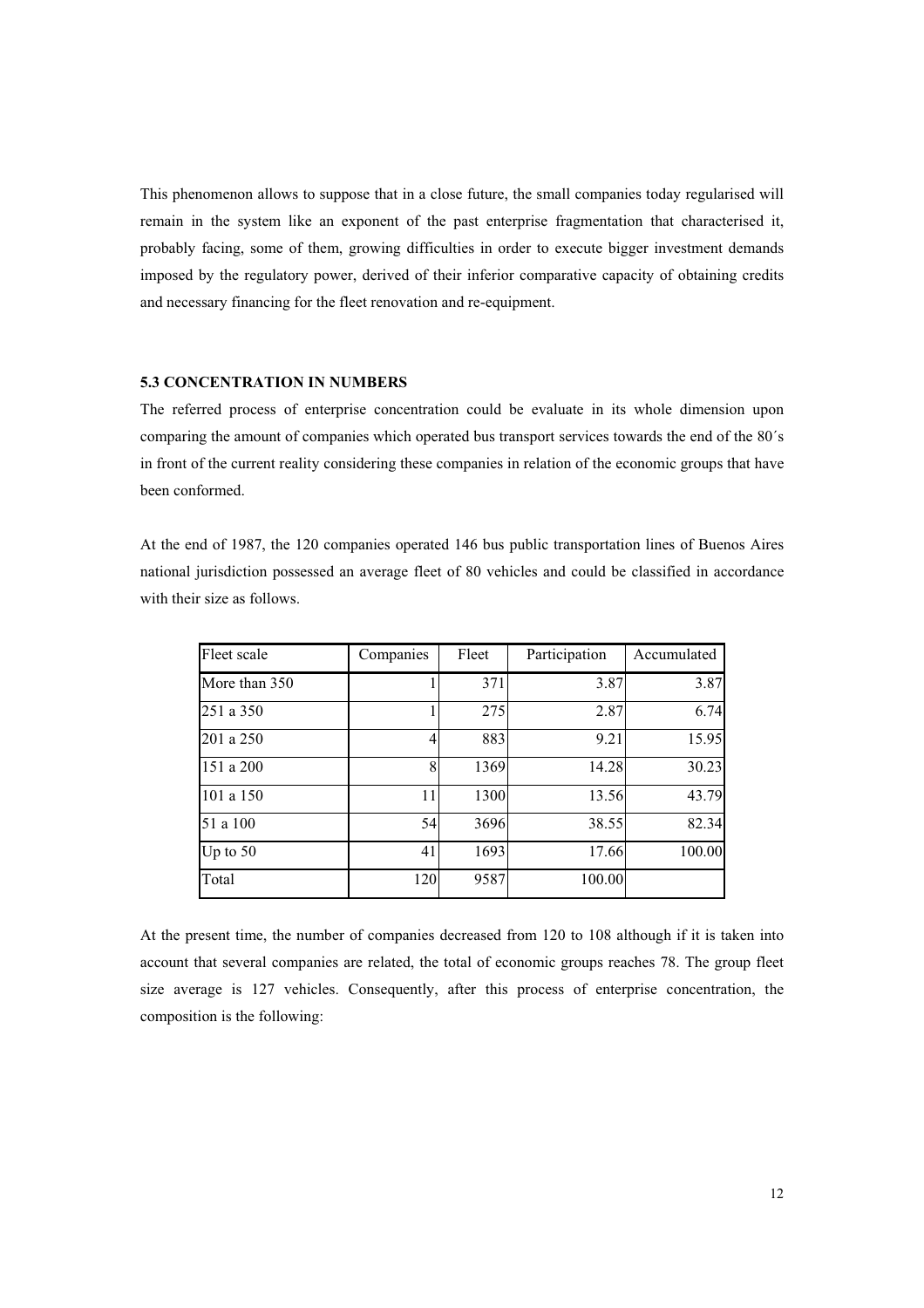This phenomenon allows to suppose that in a close future, the small companies today regularised will remain in the system like an exponent of the past enterprise fragmentation that characterised it, probably facing, some of them, growing difficulties in order to execute bigger investment demands imposed by the regulatory power, derived of their inferior comparative capacity of obtaining credits and necessary financing for the fleet renovation and re-equipment.

### 5.3 CONCENTRATION IN NUMBERS

The referred process of enterprise concentration could be evaluate in its whole dimension upon comparing the amount of companies which operated bus transport services towards the end of the 80´s in front of the current reality considering these companies in relation of the economic groups that have been conformed.

At the end of 1987, the 120 companies operated 146 bus public transportation lines of Buenos Aires national jurisdiction possessed an average fleet of 80 vehicles and could be classified in accordance with their size as follows.

| Fleet scale | Companies | Fleet | Participation | Accumulated |
|---|---|---|---|---|
| More than 350 | 1 | 371 | 3.87 | 3.87 |
| 251 a 350 | 1 | 275 | 2.87 | 6.74 |
| 201 a 250 | 4 | 883 | 9.21 | 15.95 |
| 151 a 200 | 8 | 1369 | 14.28 | 30.23 |
| 101 a 150 | 11 | 1300 | 13.56 | 43.79 |
| 51 a 100 | 54 | 3696 | 38.55 | 82.34 |
| Up to 50 | 41 | 1693 | 17.66 | 100.00 |
| Total | 120 | 9587 | 100.00 | |

At the present time, the number of companies decreased from 120 to 108 although if it is taken into account that several companies are related, the total of economic groups reaches 78. The group fleet size average is 127 vehicles. Consequently, after this process of enterprise concentration, the composition is the following: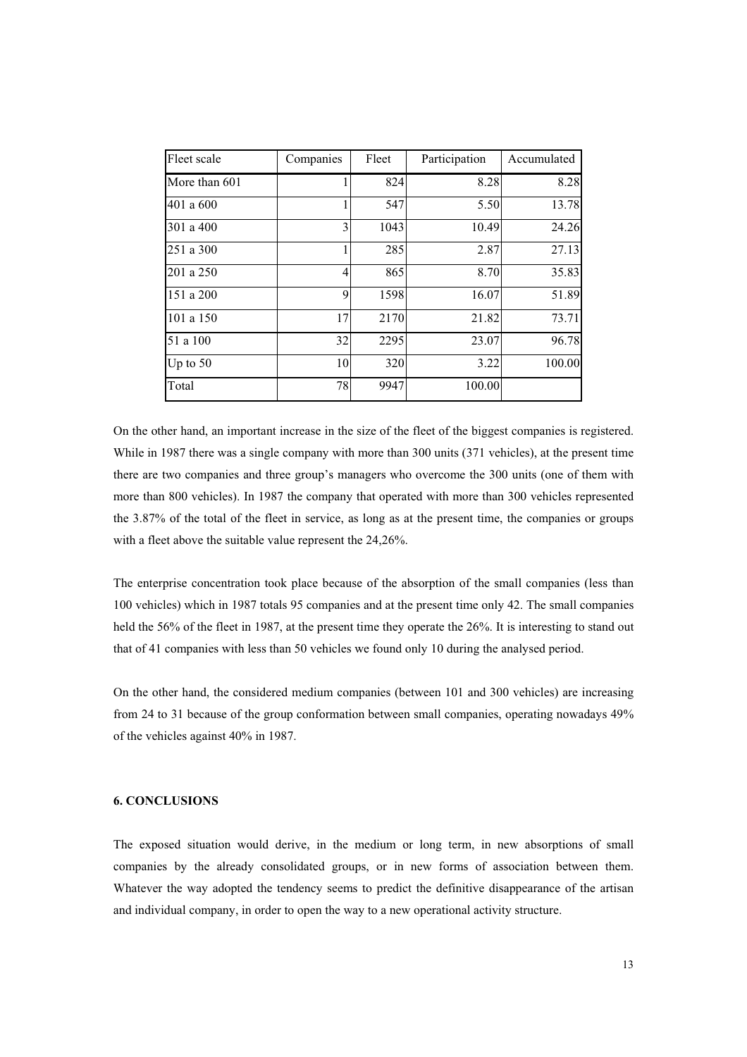| Fleet scale | Companies | Fleet | Participation | Accumulated |
|---|---|---|---|---|
| More than 601 | 1 | 824 | 8.28 | 8.28 |
| 401 a 600 | 1 | 547 | 5.50 | 13.78 |
| 301 a 400 | 3 | 1043 | 10.49 | 24.26 |
| 251 a 300 | 1 | 285 | 2.87 | 27.13 |
| 201 a 250 | 4 | 865 | 8.70 | 35.83 |
| 151 a 200 | 9 | 1598 | 16.07 | 51.89 |
| 101 a 150 | 17 | 2170 | 21.82 | 73.71 |
| 51 a 100 | 32 | 2295 | 23.07 | 96.78 |
| Up to 50 | 10 | 320 | 3.22 | 100.00 |
| Total | 78 | 9947 | 100.00 | |

On the other hand, an important increase in the size of the fleet of the biggest companies is registered. While in 1987 there was a single company with more than 300 units (371 vehicles), at the present time there are two companies and three group's managers who overcome the 300 units (one of them with more than 800 vehicles). In 1987 the company that operated with more than 300 vehicles represented the 3.87% of the total of the fleet in service, as long as at the present time, the companies or groups with a fleet above the suitable value represent the 24,26%.

The enterprise concentration took place because of the absorption of the small companies (less than 100 vehicles) which in 1987 totals 95 companies and at the present time only 42. The small companies held the 56% of the fleet in 1987, at the present time they operate the 26%. It is interesting to stand out that of 41 companies with less than 50 vehicles we found only 10 during the analysed period.

On the other hand, the considered medium companies (between 101 and 300 vehicles) are increasing from 24 to 31 because of the group conformation between small companies, operating nowadays 49% of the vehicles against 40% in 1987.

## 6. CONCLUSIONS

The exposed situation would derive, in the medium or long term, in new absorptions of small companies by the already consolidated groups, or in new forms of association between them. Whatever the way adopted the tendency seems to predict the definitive disappearance of the artisan and individual company, in order to open the way to a new operational activity structure.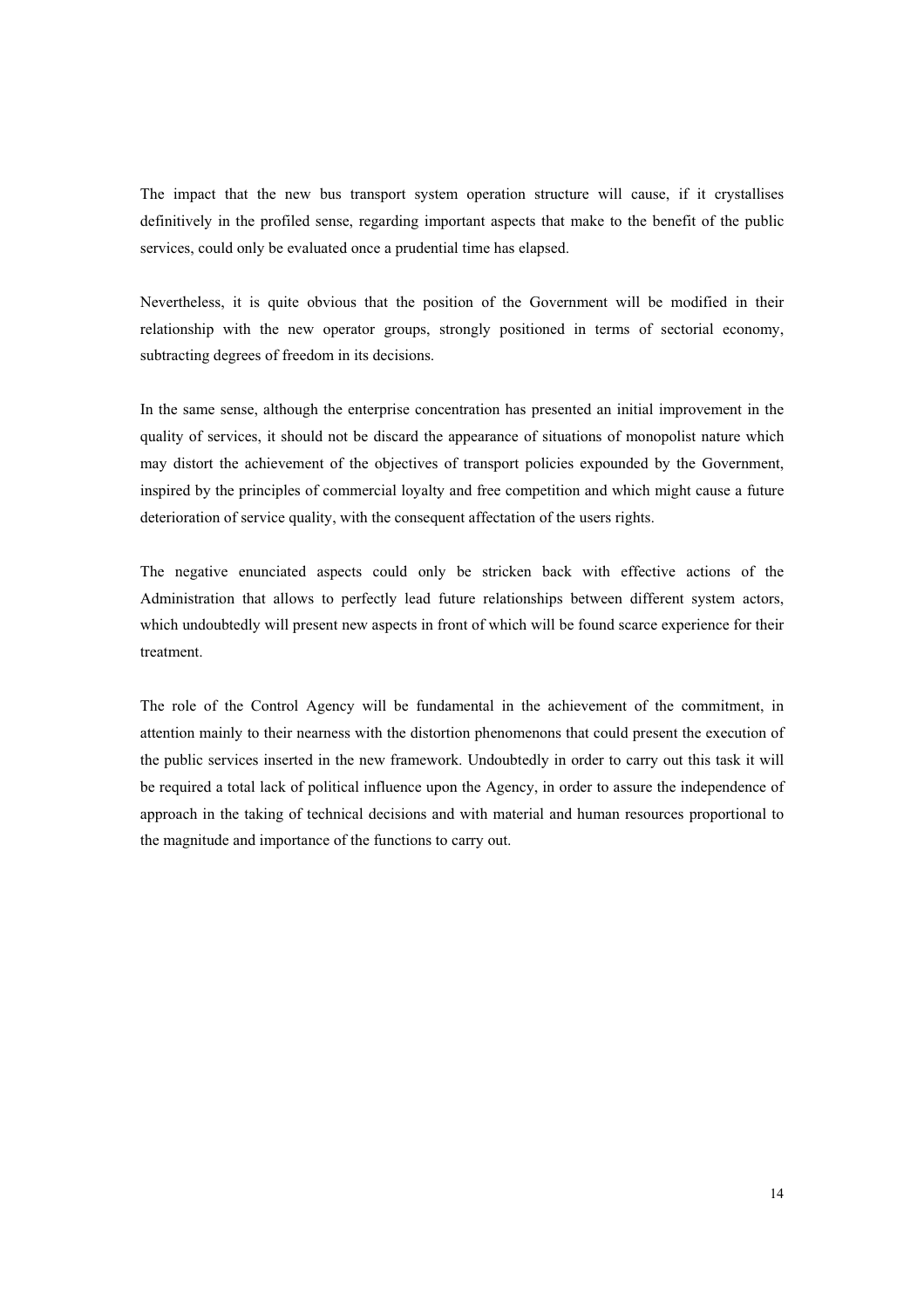The impact that the new bus transport system operation structure will cause, if it crystallises definitively in the profiled sense, regarding important aspects that make to the benefit of the public services, could only be evaluated once a prudential time has elapsed.

Nevertheless, it is quite obvious that the position of the Government will be modified in their relationship with the new operator groups, strongly positioned in terms of sectorial economy, subtracting degrees of freedom in its decisions.

In the same sense, although the enterprise concentration has presented an initial improvement in the quality of services, it should not be discard the appearance of situations of monopolist nature which may distort the achievement of the objectives of transport policies expounded by the Government, inspired by the principles of commercial loyalty and free competition and which might cause a future deterioration of service quality, with the consequent affectation of the users rights.

The negative enunciated aspects could only be stricken back with effective actions of the Administration that allows to perfectly lead future relationships between different system actors, which undoubtedly will present new aspects in front of which will be found scarce experience for their treatment.

The role of the Control Agency will be fundamental in the achievement of the commitment, in attention mainly to their nearness with the distortion phenomenons that could present the execution of the public services inserted in the new framework. Undoubtedly in order to carry out this task it will be required a total lack of political influence upon the Agency, in order to assure the independence of approach in the taking of technical decisions and with material and human resources proportional to the magnitude and importance of the functions to carry out.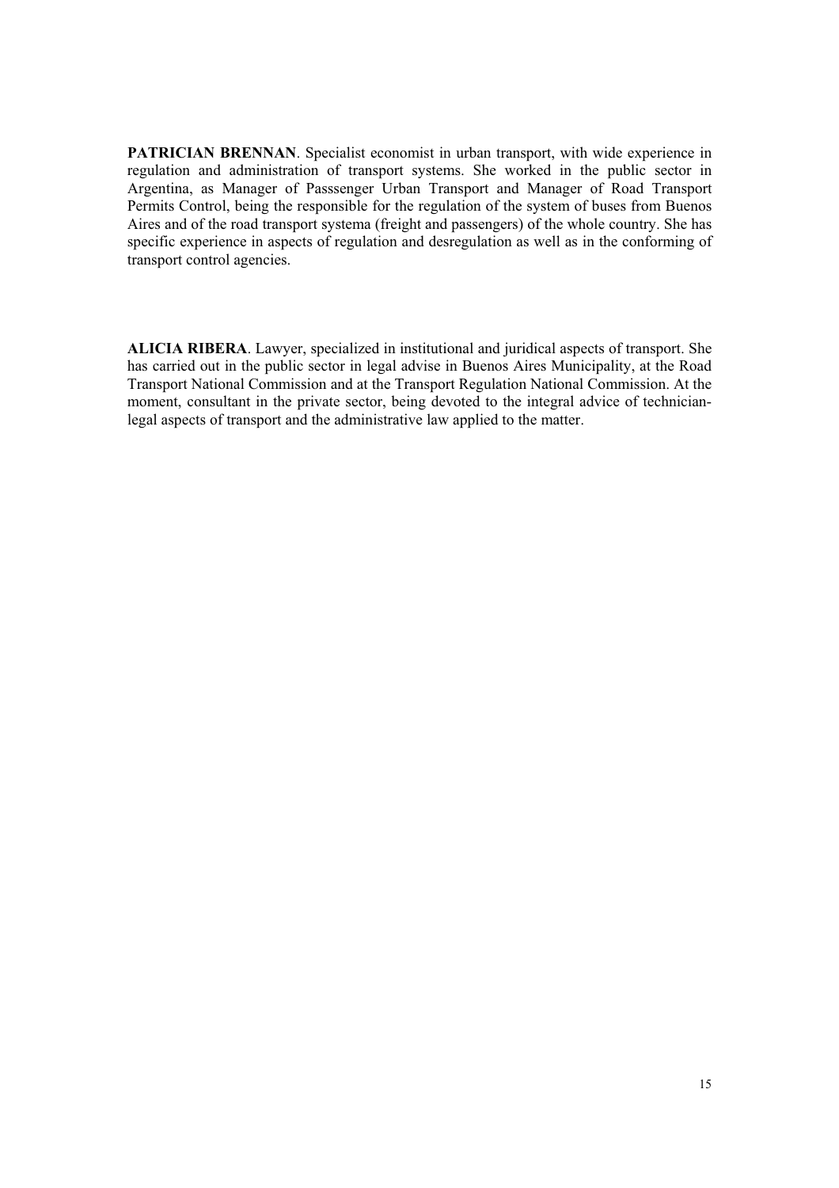**PATRICIAN BRENNAN**. Specialist economist in urban transport, with wide experience in regulation and administration of transport systems. She worked in the public sector in Argentina, as Manager of Passsenger Urban Transport and Manager of Road Transport Permits Control, being the responsible for the regulation of the system of buses from Buenos Aires and of the road transport systema (freight and passengers) of the whole country. She has specific experience in aspects of regulation and desregulation as well as in the conforming of transport control agencies.

**ALICIA RIBERA**. Lawyer, specialized in institutional and juridical aspects of transport. She has carried out in the public sector in legal advise in Buenos Aires Municipality, at the Road Transport National Commission and at the Transport Regulation National Commission. At the moment, consultant in the private sector, being devoted to the integral advice of technician-legal aspects of transport and the administrative law applied to the matter.